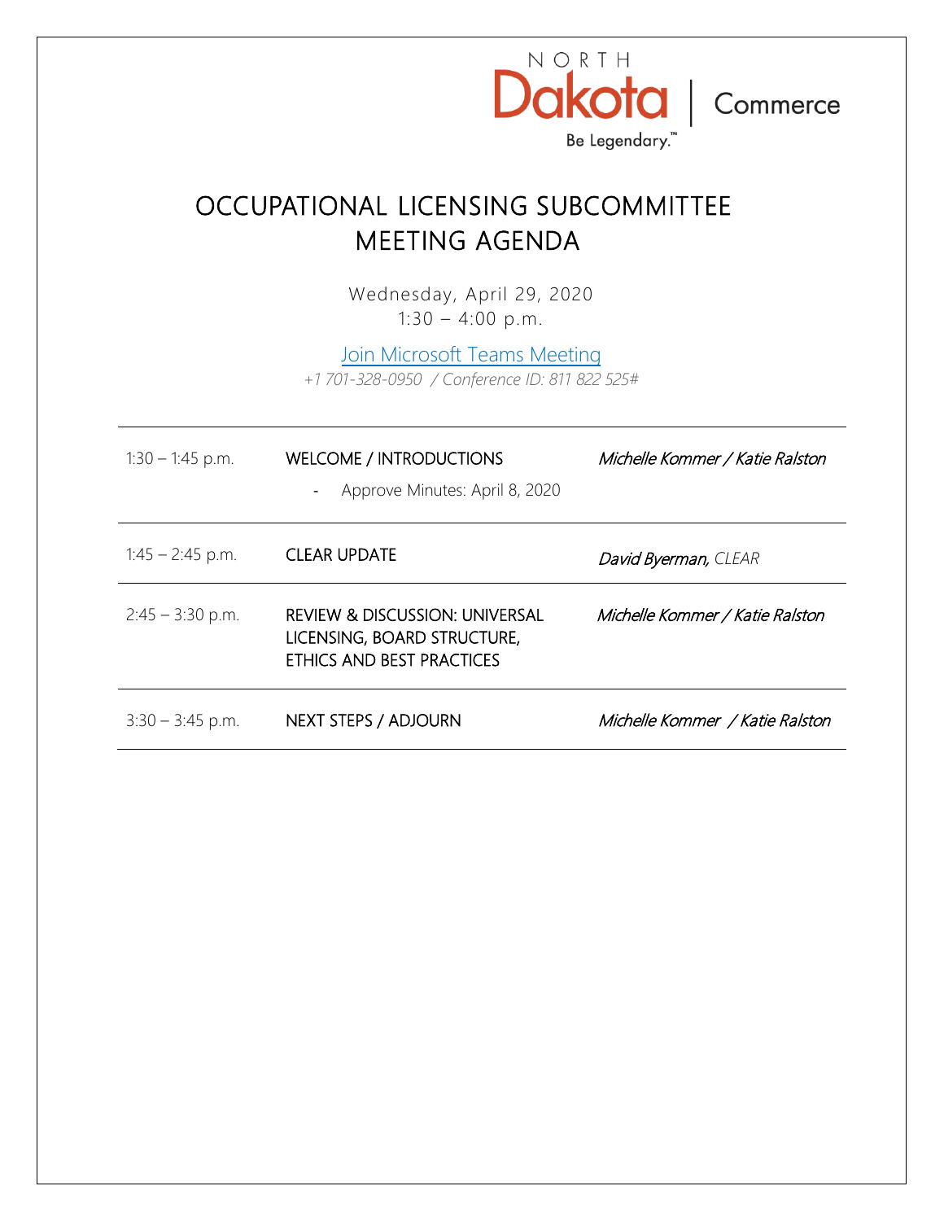NORTH Dakota | Commerce

Be Legendary.™

# OCCUPATIONAL LICENSING SUBCOMMITTEE MEETING AGENDA

Wednesday, April 29, 2020

1:30 – 4:00 p.m.

Join Microsoft Teams Meeting

*+1 701-328-0950 / Conference ID: 811 822 525#*

| | | |
|---|---|---|
| 1:30 – 1:45 p.m. | WELCOME / INTRODUCTIONS<br>- Approve Minutes: April 8, 2020 | *Michelle Kommer / Katie Ralston* |
| 1:45 – 2:45 p.m. | CLEAR UPDATE | *David Byerman, CLEAR* |
| 2:45 – 3:30 p.m. | REVIEW & DISCUSSION: UNIVERSAL LICENSING, BOARD STRUCTURE, ETHICS AND BEST PRACTICES | *Michelle Kommer / Katie Ralston* |
| 3:30 – 3:45 p.m. | NEXT STEPS / ADJOURN | *Michelle Kommer / Katie Ralston* |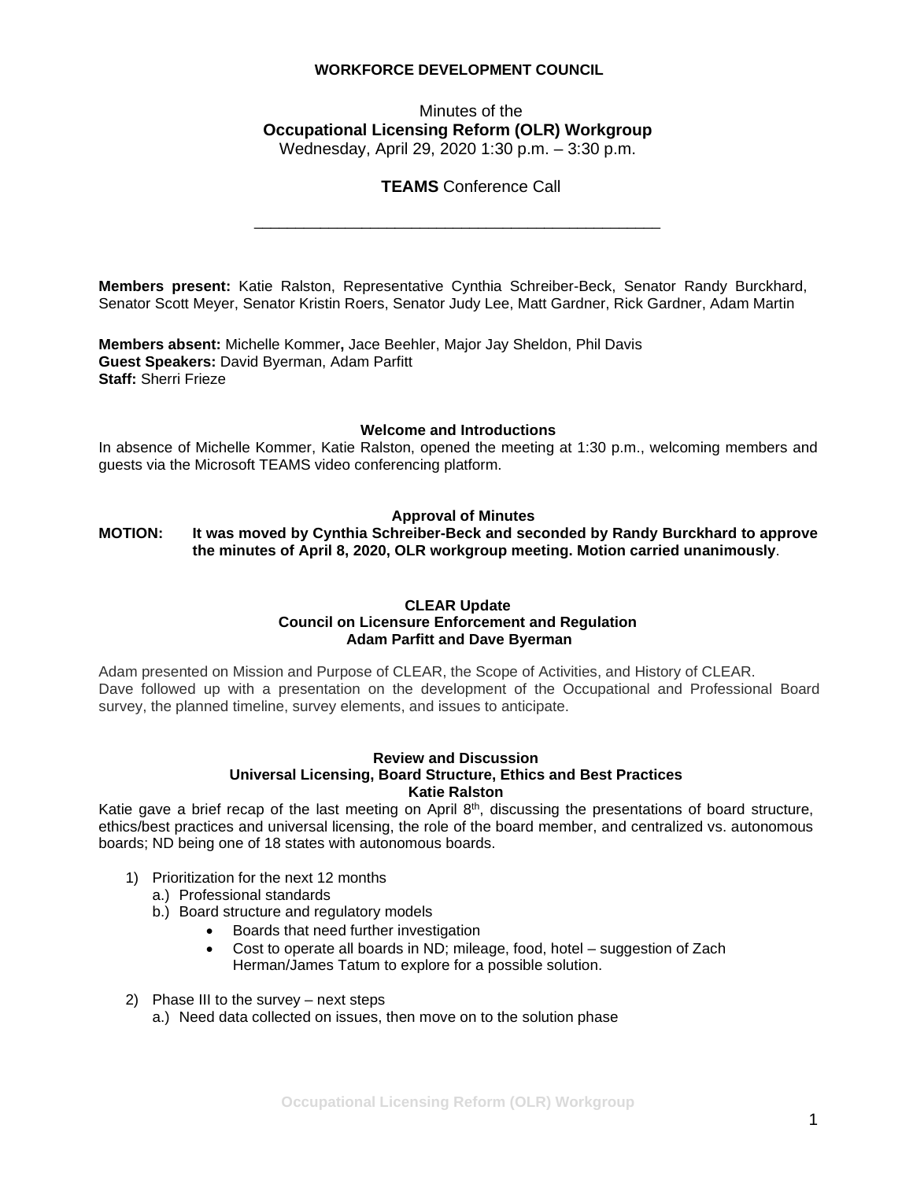**WORKFORCE DEVELOPMENT COUNCIL**

Minutes of the
**Occupational Licensing Reform (OLR) Workgroup**
Wednesday, April 29, 2020 1:30 p.m. – 3:30 p.m.

**TEAMS** Conference Call

---

**Members present:** Katie Ralston, Representative Cynthia Schreiber-Beck, Senator Randy Burckhard, Senator Scott Meyer, Senator Kristin Roers, Senator Judy Lee, Matt Gardner, Rick Gardner, Adam Martin

**Members absent:** Michelle Kommer**,** Jace Beehler, Major Jay Sheldon, Phil Davis
**Guest Speakers:** David Byerman, Adam Parfitt
**Staff:** Sherri Frieze

### Welcome and Introductions

In absence of Michelle Kommer, Katie Ralston, opened the meeting at 1:30 p.m., welcoming members and guests via the Microsoft TEAMS video conferencing platform.

### Approval of Minutes

**MOTION: It was moved by Cynthia Schreiber-Beck and seconded by Randy Burckhard to approve the minutes of April 8, 2020, OLR workgroup meeting. Motion carried unanimously**.

### CLEAR Update
**Council on Licensure Enforcement and Regulation**
**Adam Parfitt and Dave Byerman**

Adam presented on Mission and Purpose of CLEAR, the Scope of Activities, and History of CLEAR.
Dave followed up with a presentation on the development of the Occupational and Professional Board survey, the planned timeline, survey elements, and issues to anticipate.

### Review and Discussion
**Universal Licensing, Board Structure, Ethics and Best Practices**
**Katie Ralston**

Katie gave a brief recap of the last meeting on April 8th, discussing the presentations of board structure, ethics/best practices and universal licensing, the role of the board member, and centralized vs. autonomous boards; ND being one of 18 states with autonomous boards.

1) Prioritization for the next 12 months
   a.) Professional standards
   b.) Board structure and regulatory models
      - Boards that need further investigation
      - Cost to operate all boards in ND; mileage, food, hotel – suggestion of Zach Herman/James Tatum to explore for a possible solution.
2) Phase III to the survey – next steps
   a.) Need data collected on issues, then move on to the solution phase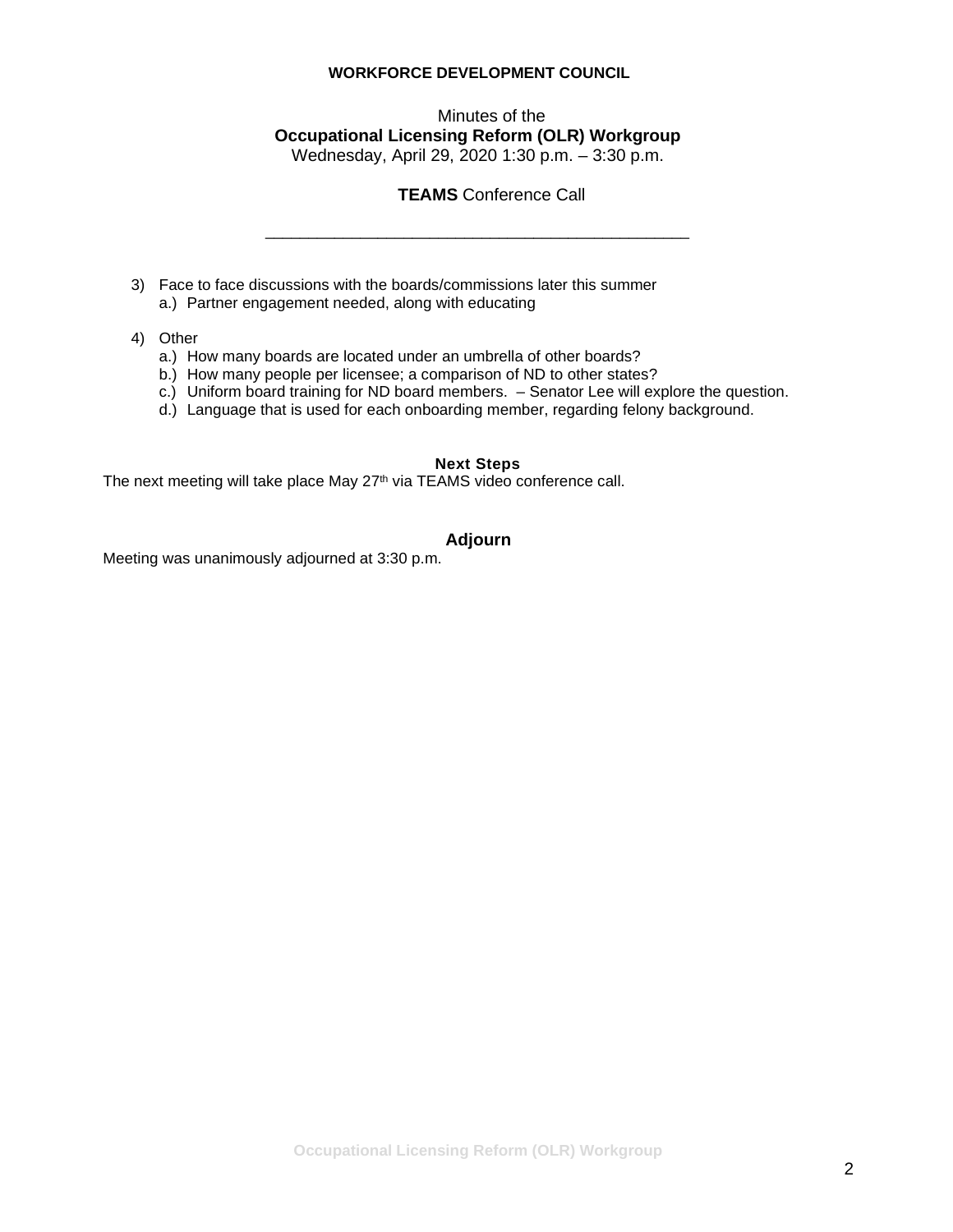**WORKFORCE DEVELOPMENT COUNCIL**

Minutes of the
**Occupational Licensing Reform (OLR) Workgroup**
Wednesday, April 29, 2020 1:30 p.m. – 3:30 p.m.

**TEAMS** Conference Call

---

3) Face to face discussions with the boards/commissions later this summer
   a.) Partner engagement needed, along with educating

4) Other
   a.) How many boards are located under an umbrella of other boards?
   b.) How many people per licensee; a comparison of ND to other states?
   c.) Uniform board training for ND board members. – Senator Lee will explore the question.
   d.) Language that is used for each onboarding member, regarding felony background.

**Next Steps**

The next meeting will take place May 27th via TEAMS video conference call.

**Adjourn**

Meeting was unanimously adjourned at 3:30 p.m.